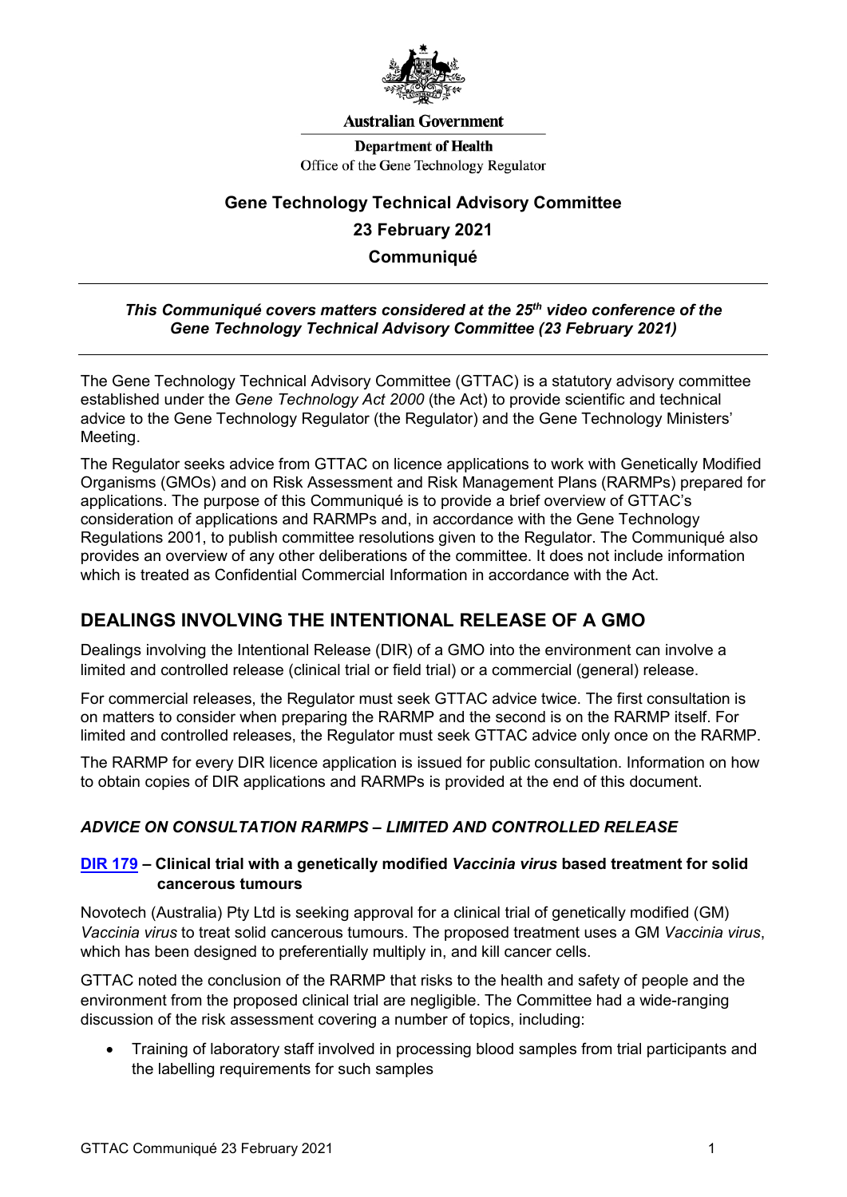Australian Government

Department of Health
Office of the Gene Technology Regulator

# Gene Technology Technical Advisory Committee

## 23 February 2021

## Communiqué

***This Communiqué covers matters considered at the 25th video conference of the Gene Technology Technical Advisory Committee (23 February 2021)***

The Gene Technology Technical Advisory Committee (GTTAC) is a statutory advisory committee established under the *Gene Technology Act 2000* (the Act) to provide scientific and technical advice to the Gene Technology Regulator (the Regulator) and the Gene Technology Ministers' Meeting.

The Regulator seeks advice from GTTAC on licence applications to work with Genetically Modified Organisms (GMOs) and on Risk Assessment and Risk Management Plans (RARMPs) prepared for applications. The purpose of this Communiqué is to provide a brief overview of GTTAC's consideration of applications and RARMPs and, in accordance with the Gene Technology Regulations 2001, to publish committee resolutions given to the Regulator. The Communiqué also provides an overview of any other deliberations of the committee. It does not include information which is treated as Confidential Commercial Information in accordance with the Act.

## DEALINGS INVOLVING THE INTENTIONAL RELEASE OF A GMO

Dealings involving the Intentional Release (DIR) of a GMO into the environment can involve a limited and controlled release (clinical trial or field trial) or a commercial (general) release.

For commercial releases, the Regulator must seek GTTAC advice twice. The first consultation is on matters to consider when preparing the RARMP and the second is on the RARMP itself. For limited and controlled releases, the Regulator must seek GTTAC advice only once on the RARMP.

The RARMP for every DIR licence application is issued for public consultation. Information on how to obtain copies of DIR applications and RARMPs is provided at the end of this document.

### *ADVICE ON CONSULTATION RARMPS – LIMITED AND CONTROLLED RELEASE*

#### DIR 179 – Clinical trial with a genetically modified *Vaccinia virus* based treatment for solid cancerous tumours

Novotech (Australia) Pty Ltd is seeking approval for a clinical trial of genetically modified (GM) *Vaccinia virus* to treat solid cancerous tumours. The proposed treatment uses a GM *Vaccinia virus*, which has been designed to preferentially multiply in, and kill cancer cells.

GTTAC noted the conclusion of the RARMP that risks to the health and safety of people and the environment from the proposed clinical trial are negligible. The Committee had a wide-ranging discussion of the risk assessment covering a number of topics, including:

- Training of laboratory staff involved in processing blood samples from trial participants and the labelling requirements for such samples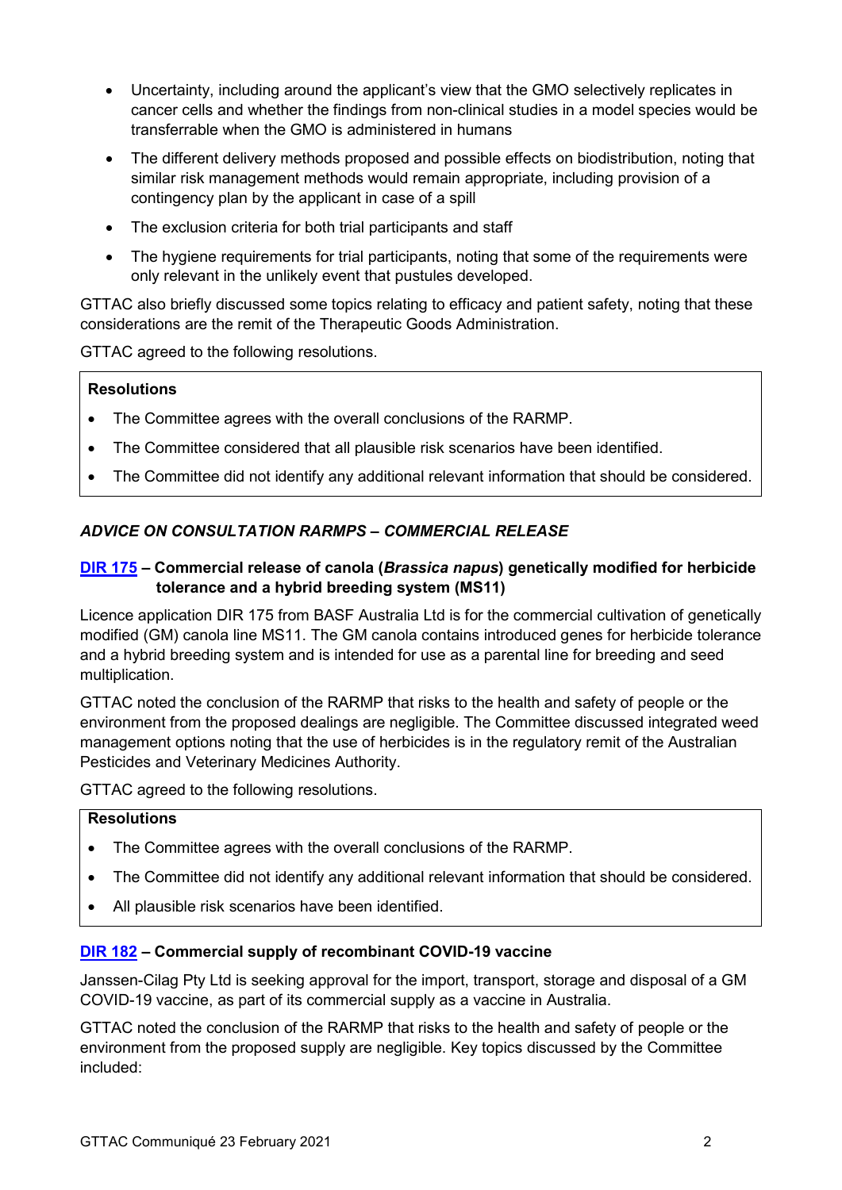- Uncertainty, including around the applicant's view that the GMO selectively replicates in cancer cells and whether the findings from non-clinical studies in a model species would be transferrable when the GMO is administered in humans
- The different delivery methods proposed and possible effects on biodistribution, noting that similar risk management methods would remain appropriate, including provision of a contingency plan by the applicant in case of a spill
- The exclusion criteria for both trial participants and staff
- The hygiene requirements for trial participants, noting that some of the requirements were only relevant in the unlikely event that pustules developed.

GTTAC also briefly discussed some topics relating to efficacy and patient safety, noting that these considerations are the remit of the Therapeutic Goods Administration.

GTTAC agreed to the following resolutions.

**Resolutions**

- The Committee agrees with the overall conclusions of the RARMP.
- The Committee considered that all plausible risk scenarios have been identified.
- The Committee did not identify any additional relevant information that should be considered.

## *ADVICE ON CONSULTATION RARMPS – COMMERCIAL RELEASE*

### DIR 175 – Commercial release of canola (*Brassica napus*) genetically modified for herbicide tolerance and a hybrid breeding system (MS11)

Licence application DIR 175 from BASF Australia Ltd is for the commercial cultivation of genetically modified (GM) canola line MS11. The GM canola contains introduced genes for herbicide tolerance and a hybrid breeding system and is intended for use as a parental line for breeding and seed multiplication.

GTTAC noted the conclusion of the RARMP that risks to the health and safety of people or the environment from the proposed dealings are negligible. The Committee discussed integrated weed management options noting that the use of herbicides is in the regulatory remit of the Australian Pesticides and Veterinary Medicines Authority.

GTTAC agreed to the following resolutions.

**Resolutions**

- The Committee agrees with the overall conclusions of the RARMP.
- The Committee did not identify any additional relevant information that should be considered.
- All plausible risk scenarios have been identified.

### DIR 182 – Commercial supply of recombinant COVID-19 vaccine

Janssen-Cilag Pty Ltd is seeking approval for the import, transport, storage and disposal of a GM COVID-19 vaccine, as part of its commercial supply as a vaccine in Australia.

GTTAC noted the conclusion of the RARMP that risks to the health and safety of people or the environment from the proposed supply are negligible. Key topics discussed by the Committee included: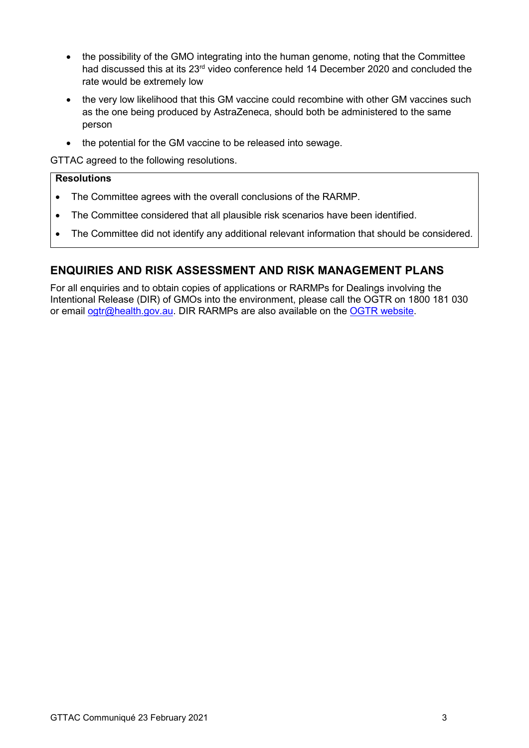- the possibility of the GMO integrating into the human genome, noting that the Committee had discussed this at its 23rd video conference held 14 December 2020 and concluded the rate would be extremely low
- the very low likelihood that this GM vaccine could recombine with other GM vaccines such as the one being produced by AstraZeneca, should both be administered to the same person
- the potential for the GM vaccine to be released into sewage.

GTTAC agreed to the following resolutions.

**Resolutions**

- The Committee agrees with the overall conclusions of the RARMP.
- The Committee considered that all plausible risk scenarios have been identified.
- The Committee did not identify any additional relevant information that should be considered.

## ENQUIRIES AND RISK ASSESSMENT AND RISK MANAGEMENT PLANS

For all enquiries and to obtain copies of applications or RARMPs for Dealings involving the Intentional Release (DIR) of GMOs into the environment, please call the OGTR on 1800 181 030 or email ogtr@health.gov.au. DIR RARMPs are also available on the OGTR website.